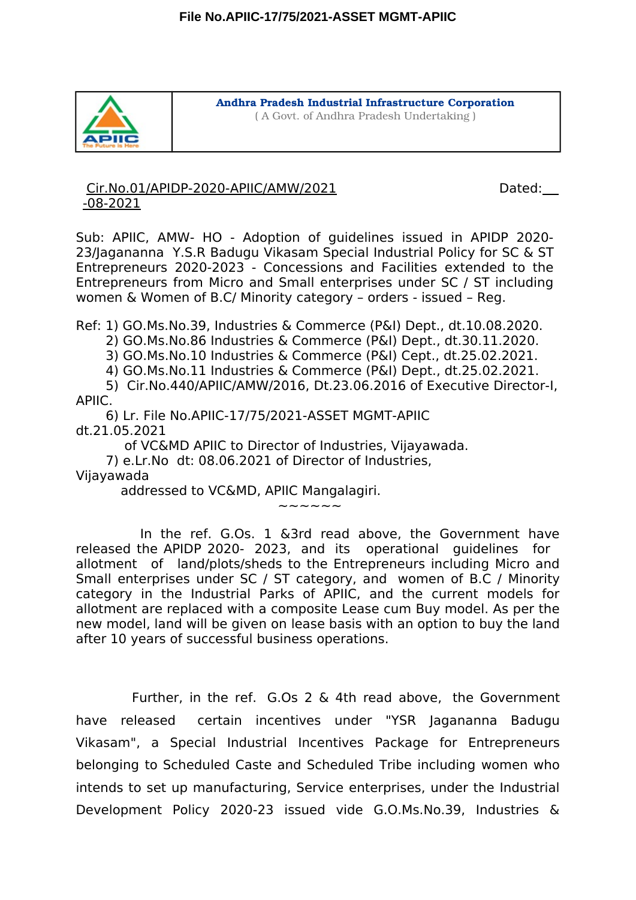**Andhra Pradesh Industrial Infrastructure Corporation**
( A Govt. of Andhra Pradesh Undertaking )

Cir.No.01/APIDP-2020-APIIC/AMW/2021 Dated:___ -08-2021

Sub: APIIC, AMW- HO - Adoption of guidelines issued in APIDP 2020-23/Jagananna Y.S.R Badugu Vikasam Special Industrial Policy for SC & ST Entrepreneurs 2020-2023 - Concessions and Facilities extended to the Entrepreneurs from Micro and Small enterprises under SC / ST including women & Women of B.C/ Minority category – orders - issued – Reg.

Ref: 1) GO.Ms.No.39, Industries & Commerce (P&I) Dept., dt.10.08.2020.
2) GO.Ms.No.86 Industries & Commerce (P&I) Dept., dt.30.11.2020.
3) GO.Ms.No.10 Industries & Commerce (P&I) Cept., dt.25.02.2021.
4) GO.Ms.No.11 Industries & Commerce (P&I) Dept., dt.25.02.2021.
5) Cir.No.440/APIIC/AMW/2016, Dt.23.06.2016 of Executive Director-I, APIIC.
6) Lr. File No.APIIC-17/75/2021-ASSET MGMT-APIIC dt.21.05.2021 of VC&MD APIIC to Director of Industries, Vijayawada.
7) e.Lr.No dt: 08.06.2021 of Director of Industries, Vijayawada addressed to VC&MD, APIIC Mangalagiri.

~~~~~~

In the ref. G.Os. 1 &3rd read above, the Government have released the APIDP 2020- 2023, and its operational guidelines for allotment of land/plots/sheds to the Entrepreneurs including Micro and Small enterprises under SC / ST category, and women of B.C / Minority category in the Industrial Parks of APIIC, and the current models for allotment are replaced with a composite Lease cum Buy model. As per the new model, land will be given on lease basis with an option to buy the land after 10 years of successful business operations.

Further, in the ref. G.Os 2 & 4th read above, the Government have released certain incentives under "YSR Jagananna Badugu Vikasam", a Special Industrial Incentives Package for Entrepreneurs belonging to Scheduled Caste and Scheduled Tribe including women who intends to set up manufacturing, Service enterprises, under the Industrial Development Policy 2020-23 issued vide G.O.Ms.No.39, Industries &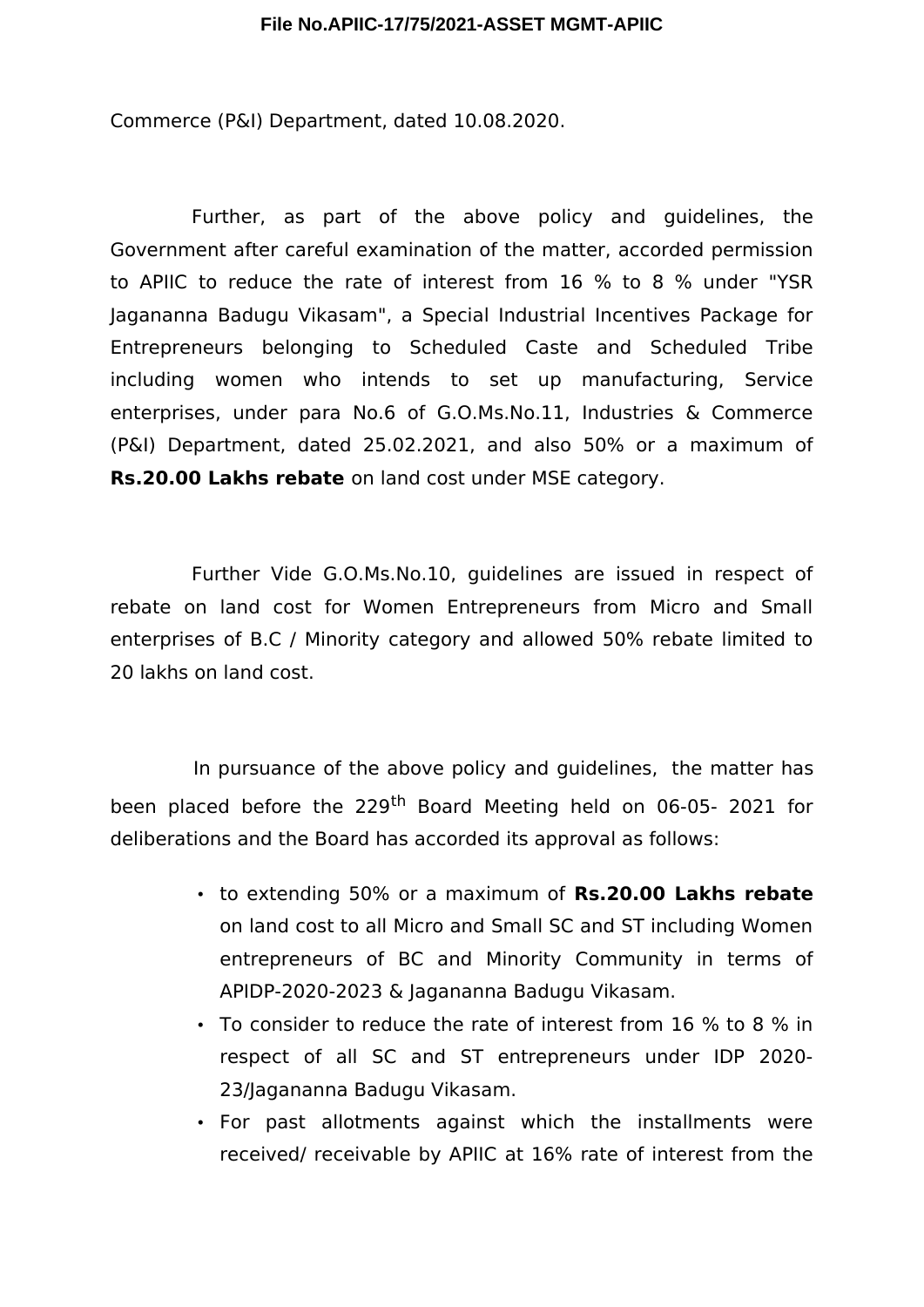Commerce (P&I) Department, dated 10.08.2020.

Further, as part of the above policy and guidelines, the Government after careful examination of the matter, accorded permission to APIIC to reduce the rate of interest from 16 % to 8 % under "YSR Jagananna Badugu Vikasam", a Special Industrial Incentives Package for Entrepreneurs belonging to Scheduled Caste and Scheduled Tribe including women who intends to set up manufacturing, Service enterprises, under para No.6 of G.O.Ms.No.11, Industries & Commerce (P&I) Department, dated 25.02.2021, and also 50% or a maximum of **Rs.20.00 Lakhs rebate** on land cost under MSE category.

Further Vide G.O.Ms.No.10, guidelines are issued in respect of rebate on land cost for Women Entrepreneurs from Micro and Small enterprises of B.C / Minority category and allowed 50% rebate limited to 20 lakhs on land cost.

In pursuance of the above policy and guidelines, the matter has been placed before the 229th Board Meeting held on 06-05- 2021 for deliberations and the Board has accorded its approval as follows:

- to extending 50% or a maximum of **Rs.20.00 Lakhs rebate** on land cost to all Micro and Small SC and ST including Women entrepreneurs of BC and Minority Community in terms of APIDP-2020-2023 & Jagananna Badugu Vikasam.
- To consider to reduce the rate of interest from 16 % to 8 % in respect of all SC and ST entrepreneurs under IDP 2020-23/Jagananna Badugu Vikasam.
- For past allotments against which the installments were received/ receivable by APIIC at 16% rate of interest from the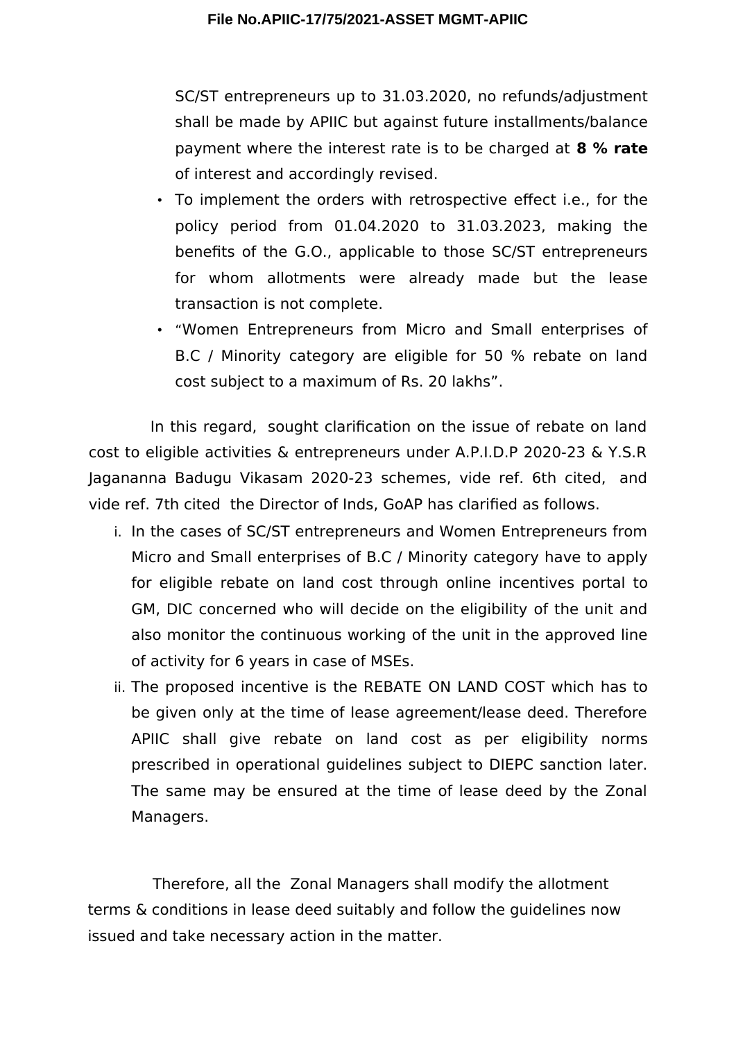SC/ST entrepreneurs up to 31.03.2020, no refunds/adjustment shall be made by APIIC but against future installments/balance payment where the interest rate is to be charged at **8 % rate** of interest and accordingly revised.

- To implement the orders with retrospective effect i.e., for the policy period from 01.04.2020 to 31.03.2023, making the benefits of the G.O., applicable to those SC/ST entrepreneurs for whom allotments were already made but the lease transaction is not complete.
- "Women Entrepreneurs from Micro and Small enterprises of B.C / Minority category are eligible for 50 % rebate on land cost subject to a maximum of Rs. 20 lakhs".

In this regard, sought clarification on the issue of rebate on land cost to eligible activities & entrepreneurs under A.P.I.D.P 2020-23 & Y.S.R Jagananna Badugu Vikasam 2020-23 schemes, vide ref. 6th cited, and vide ref. 7th cited the Director of Inds, GoAP has clarified as follows.

i. In the cases of SC/ST entrepreneurs and Women Entrepreneurs from Micro and Small enterprises of B.C / Minority category have to apply for eligible rebate on land cost through online incentives portal to GM, DIC concerned who will decide on the eligibility of the unit and also monitor the continuous working of the unit in the approved line of activity for 6 years in case of MSEs.
ii. The proposed incentive is the REBATE ON LAND COST which has to be given only at the time of lease agreement/lease deed. Therefore APIIC shall give rebate on land cost as per eligibility norms prescribed in operational guidelines subject to DIEPC sanction later. The same may be ensured at the time of lease deed by the Zonal Managers.

Therefore, all the Zonal Managers shall modify the allotment terms & conditions in lease deed suitably and follow the guidelines now issued and take necessary action in the matter.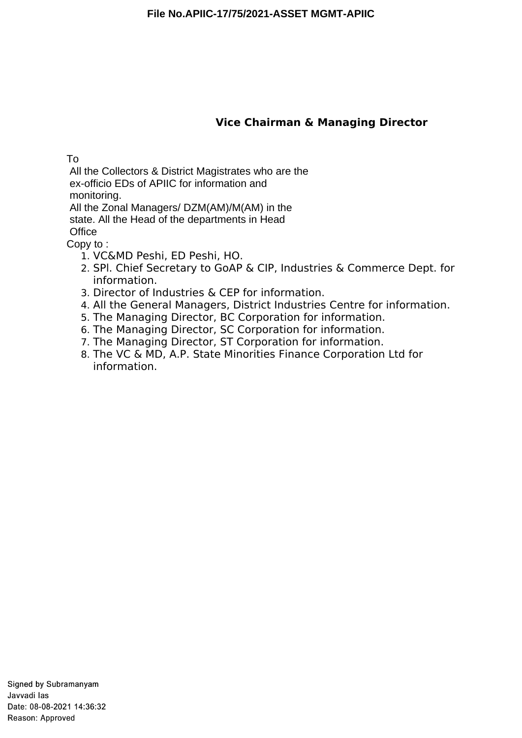File No.APIIC-17/75/2021-ASSET MGMT-APIIC

**Vice Chairman & Managing Director**

To
All the Collectors & District Magistrates who are the ex-officio EDs of APIIC for information and monitoring.
All the Zonal Managers/ DZM(AM)/M(AM) in the state. All the Head of the departments in Head Office

Copy to :

1. VC&MD Peshi, ED Peshi, HO.
2. SPl. Chief Secretary to GoAP & CIP, Industries & Commerce Dept. for information.
3. Director of Industries & CEP for information.
4. All the General Managers, District Industries Centre for information.
5. The Managing Director, BC Corporation for information.
6. The Managing Director, SC Corporation for information.
7. The Managing Director, ST Corporation for information.
8. The VC & MD, A.P. State Minorities Finance Corporation Ltd for information.

Signed by Subramanyam Javvadi Ias
Date: 08-08-2021 14:36:32
Reason: Approved